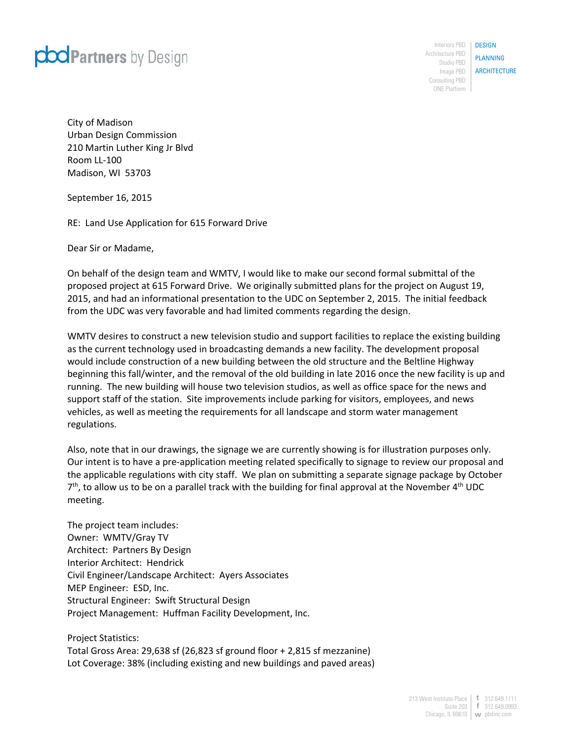**pbd Partners by Design**

Interiors PBD | DESIGN
Architecture PBD | PLANNING
Studio PBD | ARCHITECTURE
Image PBD
Consulting PBD
ONE Platform

City of Madison
Urban Design Commission
210 Martin Luther King Jr Blvd
Room LL-100
Madison, WI 53703

September 16, 2015

RE: Land Use Application for 615 Forward Drive

Dear Sir or Madame,

On behalf of the design team and WMTV, I would like to make our second formal submittal of the proposed project at 615 Forward Drive. We originally submitted plans for the project on August 19, 2015, and had an informational presentation to the UDC on September 2, 2015. The initial feedback from the UDC was very favorable and had limited comments regarding the design.

WMTV desires to construct a new television studio and support facilities to replace the existing building as the current technology used in broadcasting demands a new facility. The development proposal would include construction of a new building between the old structure and the Beltline Highway beginning this fall/winter, and the removal of the old building in late 2016 once the new facility is up and running. The new building will house two television studios, as well as office space for the news and support staff of the station. Site improvements include parking for visitors, employees, and news vehicles, as well as meeting the requirements for all landscape and storm water management regulations.

Also, note that in our drawings, the signage we are currently showing is for illustration purposes only. Our intent is to have a pre-application meeting related specifically to signage to review our proposal and the applicable regulations with city staff. We plan on submitting a separate signage package by October 7th, to allow us to be on a parallel track with the building for final approval at the November 4th UDC meeting.

The project team includes:
Owner: WMTV/Gray TV
Architect: Partners By Design
Interior Architect: Hendrick
Civil Engineer/Landscape Architect: Ayers Associates
MEP Engineer: ESD, Inc.
Structural Engineer: Swift Structural Design
Project Management: Huffman Facility Development, Inc.

Project Statistics:
Total Gross Area: 29,638 sf (26,823 sf ground floor + 2,815 sf mezzanine)
Lot Coverage: 38% (including existing and new buildings and paved areas)

213 West Institute Place
Suite 203
Chicago, IL 60610
t 312.649.1111
f 312.649.0993
w pbdinc.com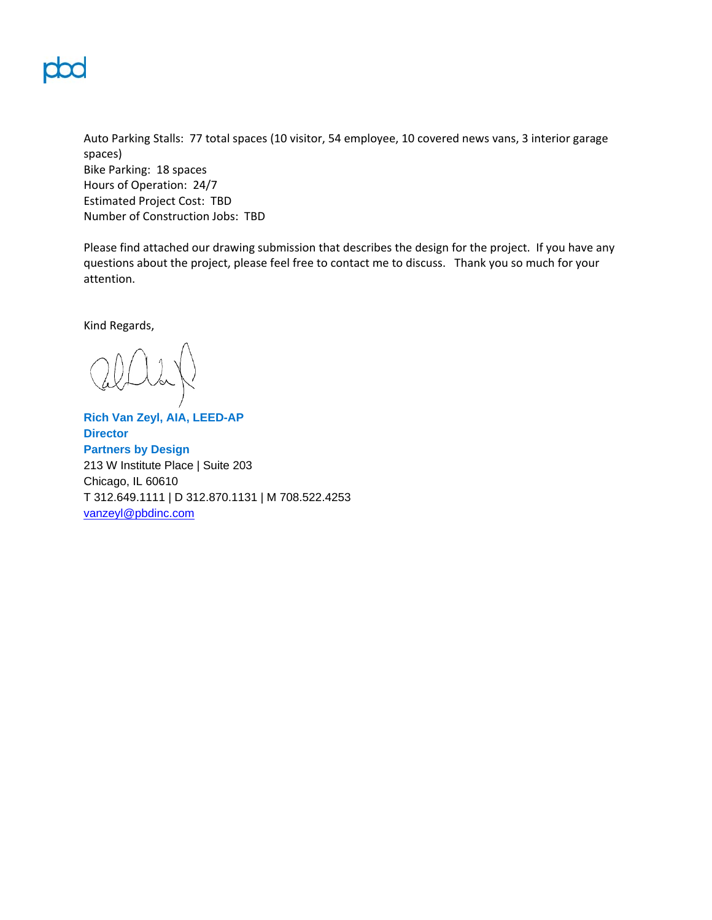Auto Parking Stalls: 77 total spaces (10 visitor, 54 employee, 10 covered news vans, 3 interior garage spaces)
Bike Parking: 18 spaces
Hours of Operation: 24/7
Estimated Project Cost: TBD
Number of Construction Jobs: TBD

Please find attached our drawing submission that describes the design for the project. If you have any questions about the project, please feel free to contact me to discuss. Thank you so much for your attention.

Kind Regards,

**Rich Van Zeyl, AIA, LEED-AP**
**Director**
**Partners by Design**
213 W Institute Place | Suite 203
Chicago, IL 60610
T 312.649.1111 | D 312.870.1131 | M 708.522.4253
vanzeyl@pbdinc.com